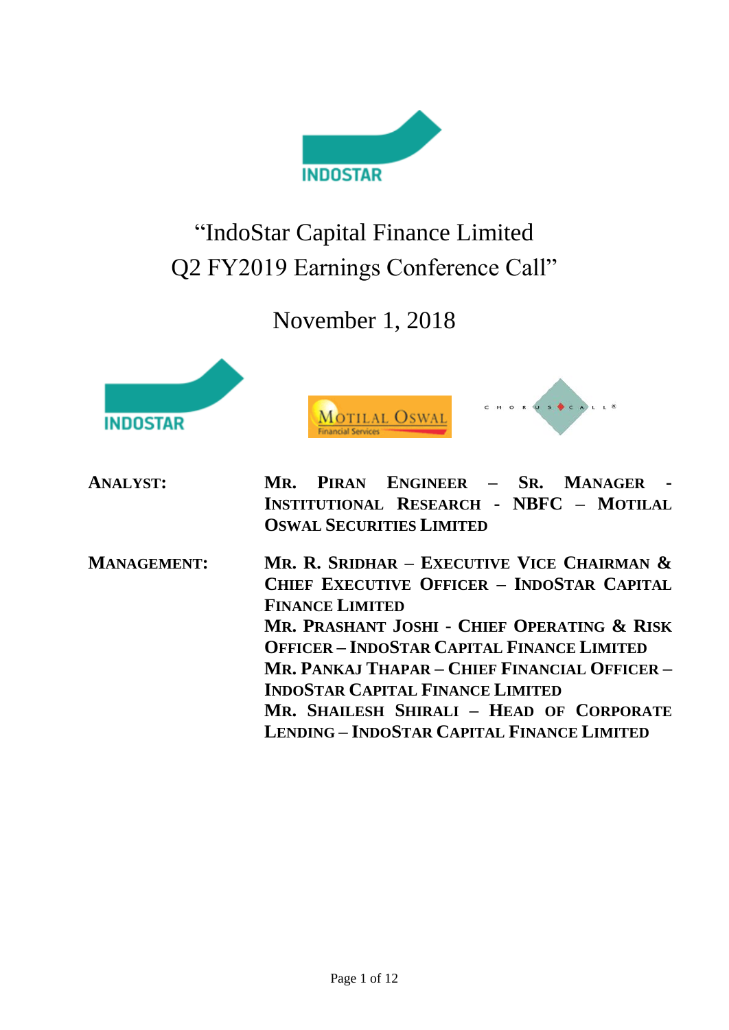# "IndoStar Capital Finance Limited Q2 FY2019 Earnings Conference Call"

## November 1, 2018

**ANALYST:** **MR. PIRAN ENGINEER – SR. MANAGER - INSTITUTIONAL RESEARCH - NBFC – MOTILAL OSWAL SECURITIES LIMITED**

**MANAGEMENT:** **MR. R. SRIDHAR – EXECUTIVE VICE CHAIRMAN & CHIEF EXECUTIVE OFFICER – INDOSTAR CAPITAL FINANCE LIMITED**

**MR. PRASHANT JOSHI - CHIEF OPERATING & RISK OFFICER – INDOSTAR CAPITAL FINANCE LIMITED**

**MR. PANKAJ THAPAR – CHIEF FINANCIAL OFFICER – INDOSTAR CAPITAL FINANCE LIMITED**

**MR. SHAILESH SHIRALI – HEAD OF CORPORATE LENDING – INDOSTAR CAPITAL FINANCE LIMITED**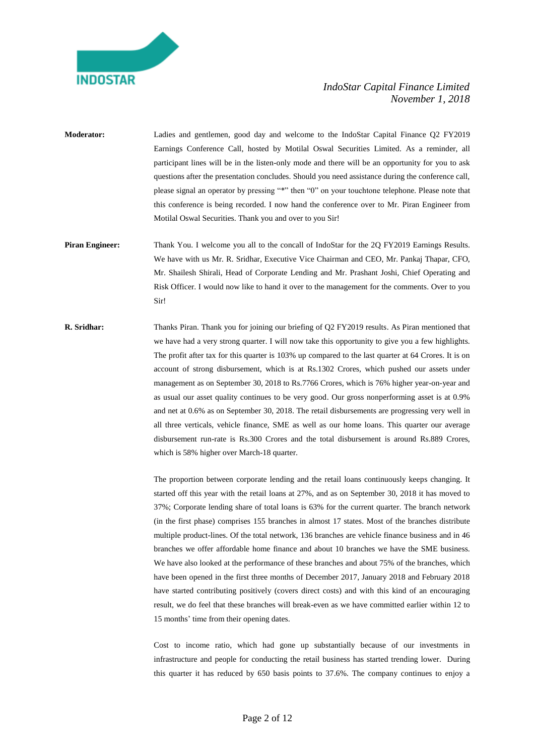**Moderator:** Ladies and gentlemen, good day and welcome to the IndoStar Capital Finance Q2 FY2019 Earnings Conference Call, hosted by Motilal Oswal Securities Limited. As a reminder, all participant lines will be in the listen-only mode and there will be an opportunity for you to ask questions after the presentation concludes. Should you need assistance during the conference call, please signal an operator by pressing "*" then "0" on your touchtone telephone. Please note that this conference is being recorded. I now hand the conference over to Mr. Piran Engineer from Motilal Oswal Securities. Thank you and over to you Sir!

**Piran Engineer:** Thank You. I welcome you all to the concall of IndoStar for the 2Q FY2019 Earnings Results. We have with us Mr. R. Sridhar, Executive Vice Chairman and CEO, Mr. Pankaj Thapar, CFO, Mr. Shailesh Shirali, Head of Corporate Lending and Mr. Prashant Joshi, Chief Operating and Risk Officer. I would now like to hand it over to the management for the comments. Over to you Sir!

**R. Sridhar:** Thanks Piran. Thank you for joining our briefing of Q2 FY2019 results. As Piran mentioned that we have had a very strong quarter. I will now take this opportunity to give you a few highlights. The profit after tax for this quarter is 103% up compared to the last quarter at 64 Crores. It is on account of strong disbursement, which is at Rs.1302 Crores, which pushed our assets under management as on September 30, 2018 to Rs.7766 Crores, which is 76% higher year-on-year and as usual our asset quality continues to be very good. Our gross nonperforming asset is at 0.9% and net at 0.6% as on September 30, 2018. The retail disbursements are progressing very well in all three verticals, vehicle finance, SME as well as our home loans. This quarter our average disbursement run-rate is Rs.300 Crores and the total disbursement is around Rs.889 Crores, which is 58% higher over March-18 quarter.

The proportion between corporate lending and the retail loans continuously keeps changing. It started off this year with the retail loans at 27%, and as on September 30, 2018 it has moved to 37%; Corporate lending share of total loans is 63% for the current quarter. The branch network (in the first phase) comprises 155 branches in almost 17 states. Most of the branches distribute multiple product-lines. Of the total network, 136 branches are vehicle finance business and in 46 branches we offer affordable home finance and about 10 branches we have the SME business. We have also looked at the performance of these branches and about 75% of the branches, which have been opened in the first three months of December 2017, January 2018 and February 2018 have started contributing positively (covers direct costs) and with this kind of an encouraging result, we do feel that these branches will break-even as we have committed earlier within 12 to 15 months' time from their opening dates.

Cost to income ratio, which had gone up substantially because of our investments in infrastructure and people for conducting the retail business has started trending lower. During this quarter it has reduced by 650 basis points to 37.6%. The company continues to enjoy a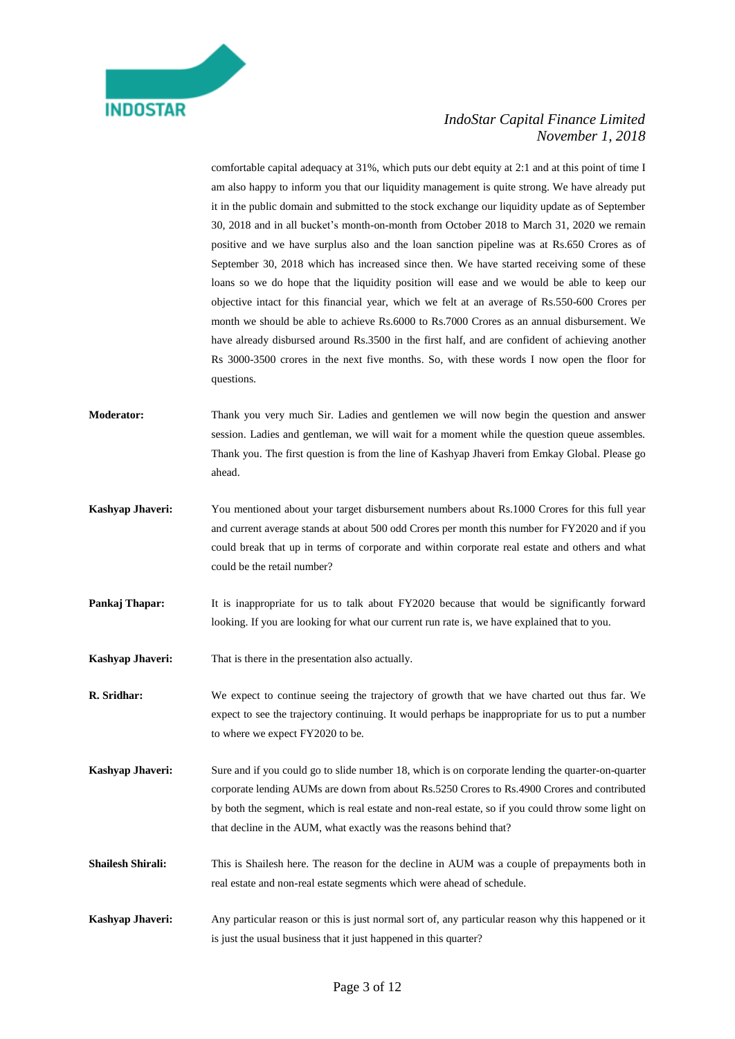comfortable capital adequacy at 31%, which puts our debt equity at 2:1 and at this point of time I am also happy to inform you that our liquidity management is quite strong. We have already put it in the public domain and submitted to the stock exchange our liquidity update as of September 30, 2018 and in all bucket's month-on-month from October 2018 to March 31, 2020 we remain positive and we have surplus also and the loan sanction pipeline was at Rs.650 Crores as of September 30, 2018 which has increased since then. We have started receiving some of these loans so we do hope that the liquidity position will ease and we would be able to keep our objective intact for this financial year, which we felt at an average of Rs.550-600 Crores per month we should be able to achieve Rs.6000 to Rs.7000 Crores as an annual disbursement. We have already disbursed around Rs.3500 in the first half, and are confident of achieving another Rs 3000-3500 crores in the next five months. So, with these words I now open the floor for questions.

**Moderator:** Thank you very much Sir. Ladies and gentlemen we will now begin the question and answer session. Ladies and gentleman, we will wait for a moment while the question queue assembles. Thank you. The first question is from the line of Kashyap Jhaveri from Emkay Global. Please go ahead.

**Kashyap Jhaveri:** You mentioned about your target disbursement numbers about Rs.1000 Crores for this full year and current average stands at about 500 odd Crores per month this number for FY2020 and if you could break that up in terms of corporate and within corporate real estate and others and what could be the retail number?

**Pankaj Thapar:** It is inappropriate for us to talk about FY2020 because that would be significantly forward looking. If you are looking for what our current run rate is, we have explained that to you.

**Kashyap Jhaveri:** That is there in the presentation also actually.

**R. Sridhar:** We expect to continue seeing the trajectory of growth that we have charted out thus far. We expect to see the trajectory continuing. It would perhaps be inappropriate for us to put a number to where we expect FY2020 to be.

**Kashyap Jhaveri:** Sure and if you could go to slide number 18, which is on corporate lending the quarter-on-quarter corporate lending AUMs are down from about Rs.5250 Crores to Rs.4900 Crores and contributed by both the segment, which is real estate and non-real estate, so if you could throw some light on that decline in the AUM, what exactly was the reasons behind that?

**Shailesh Shirali:** This is Shailesh here. The reason for the decline in AUM was a couple of prepayments both in real estate and non-real estate segments which were ahead of schedule.

**Kashyap Jhaveri:** Any particular reason or this is just normal sort of, any particular reason why this happened or it is just the usual business that it just happened in this quarter?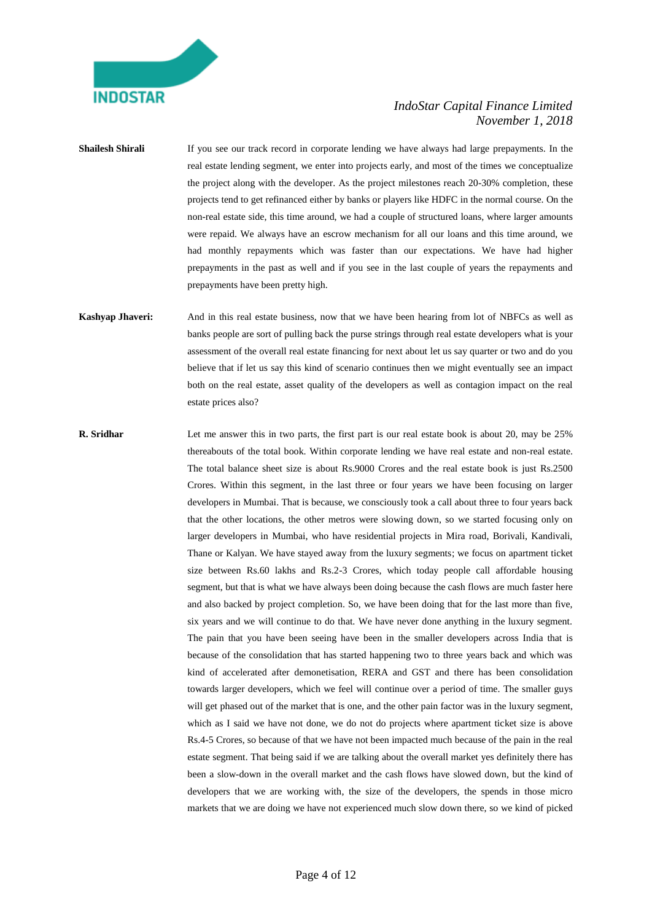**Shailesh Shirali** If you see our track record in corporate lending we have always had large prepayments. In the real estate lending segment, we enter into projects early, and most of the times we conceptualize the project along with the developer. As the project milestones reach 20-30% completion, these projects tend to get refinanced either by banks or players like HDFC in the normal course. On the non-real estate side, this time around, we had a couple of structured loans, where larger amounts were repaid. We always have an escrow mechanism for all our loans and this time around, we had monthly repayments which was faster than our expectations. We have had higher prepayments in the past as well and if you see in the last couple of years the repayments and prepayments have been pretty high.

**Kashyap Jhaveri:** And in this real estate business, now that we have been hearing from lot of NBFCs as well as banks people are sort of pulling back the purse strings through real estate developers what is your assessment of the overall real estate financing for next about let us say quarter or two and do you believe that if let us say this kind of scenario continues then we might eventually see an impact both on the real estate, asset quality of the developers as well as contagion impact on the real estate prices also?

**R. Sridhar** Let me answer this in two parts, the first part is our real estate book is about 20, may be 25% thereabouts of the total book. Within corporate lending we have real estate and non-real estate. The total balance sheet size is about Rs.9000 Crores and the real estate book is just Rs.2500 Crores. Within this segment, in the last three or four years we have been focusing on larger developers in Mumbai. That is because, we consciously took a call about three to four years back that the other locations, the other metros were slowing down, so we started focusing only on larger developers in Mumbai, who have residential projects in Mira road, Borivali, Kandivali, Thane or Kalyan. We have stayed away from the luxury segments; we focus on apartment ticket size between Rs.60 lakhs and Rs.2-3 Crores, which today people call affordable housing segment, but that is what we have always been doing because the cash flows are much faster here and also backed by project completion. So, we have been doing that for the last more than five, six years and we will continue to do that. We have never done anything in the luxury segment. The pain that you have been seeing have been in the smaller developers across India that is because of the consolidation that has started happening two to three years back and which was kind of accelerated after demonetisation, RERA and GST and there has been consolidation towards larger developers, which we feel will continue over a period of time. The smaller guys will get phased out of the market that is one, and the other pain factor was in the luxury segment, which as I said we have not done, we do not do projects where apartment ticket size is above Rs.4-5 Crores, so because of that we have not been impacted much because of the pain in the real estate segment. That being said if we are talking about the overall market yes definitely there has been a slow-down in the overall market and the cash flows have slowed down, but the kind of developers that we are working with, the size of the developers, the spends in those micro markets that we are doing we have not experienced much slow down there, so we kind of picked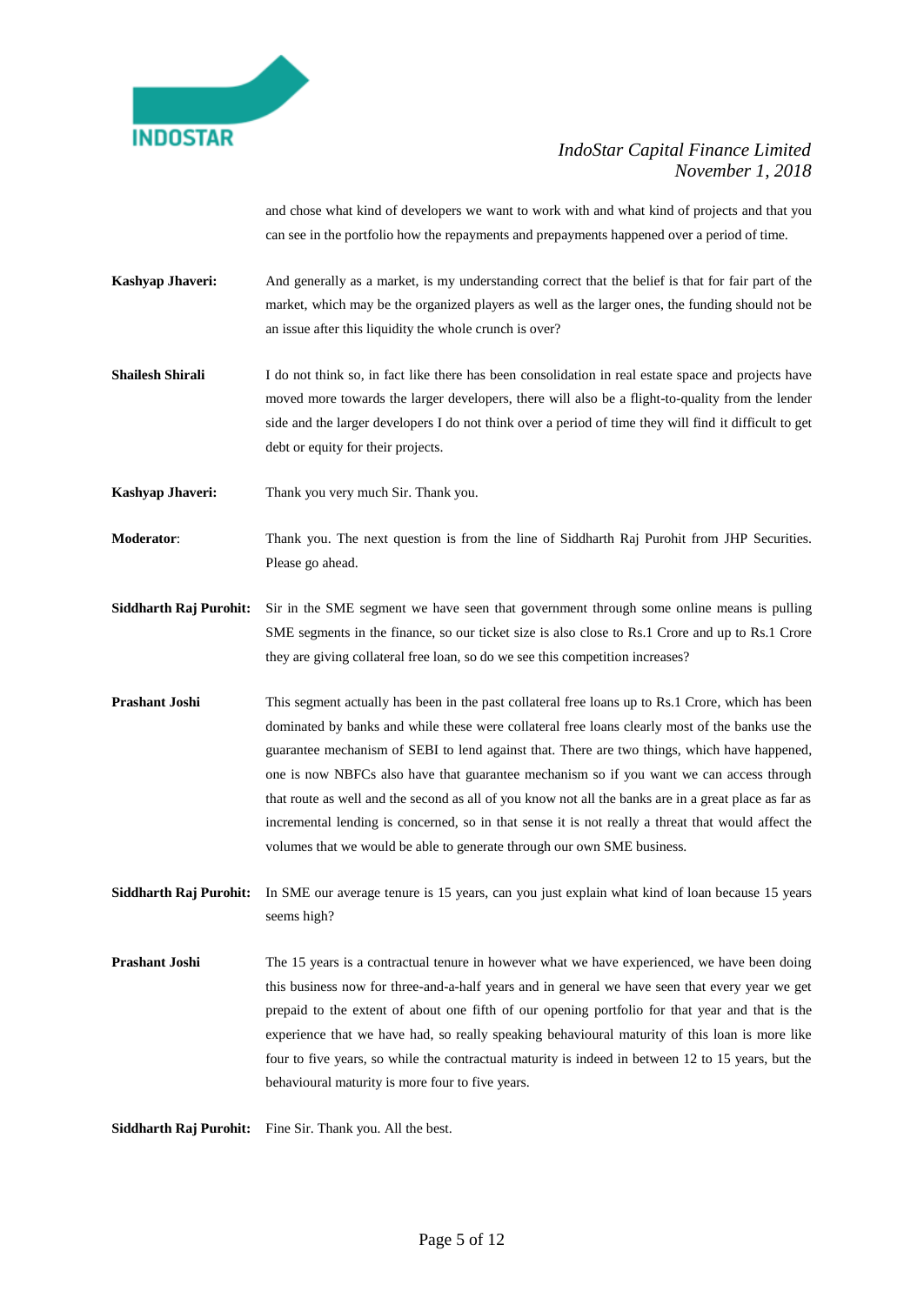and chose what kind of developers we want to work with and what kind of projects and that you can see in the portfolio how the repayments and prepayments happened over a period of time.

**Kashyap Jhaveri:** And generally as a market, is my understanding correct that the belief is that for fair part of the market, which may be the organized players as well as the larger ones, the funding should not be an issue after this liquidity the whole crunch is over?

**Shailesh Shirali** I do not think so, in fact like there has been consolidation in real estate space and projects have moved more towards the larger developers, there will also be a flight-to-quality from the lender side and the larger developers I do not think over a period of time they will find it difficult to get debt or equity for their projects.

**Kashyap Jhaveri:** Thank you very much Sir. Thank you.

**Moderator**: Thank you. The next question is from the line of Siddharth Raj Purohit from JHP Securities. Please go ahead.

**Siddharth Raj Purohit:** Sir in the SME segment we have seen that government through some online means is pulling SME segments in the finance, so our ticket size is also close to Rs.1 Crore and up to Rs.1 Crore they are giving collateral free loan, so do we see this competition increases?

**Prashant Joshi** This segment actually has been in the past collateral free loans up to Rs.1 Crore, which has been dominated by banks and while these were collateral free loans clearly most of the banks use the guarantee mechanism of SEBI to lend against that. There are two things, which have happened, one is now NBFCs also have that guarantee mechanism so if you want we can access through that route as well and the second as all of you know not all the banks are in a great place as far as incremental lending is concerned, so in that sense it is not really a threat that would affect the volumes that we would be able to generate through our own SME business.

**Siddharth Raj Purohit:** In SME our average tenure is 15 years, can you just explain what kind of loan because 15 years seems high?

**Prashant Joshi** The 15 years is a contractual tenure in however what we have experienced, we have been doing this business now for three-and-a-half years and in general we have seen that every year we get prepaid to the extent of about one fifth of our opening portfolio for that year and that is the experience that we have had, so really speaking behavioural maturity of this loan is more like four to five years, so while the contractual maturity is indeed in between 12 to 15 years, but the behavioural maturity is more four to five years.

**Siddharth Raj Purohit:** Fine Sir. Thank you. All the best.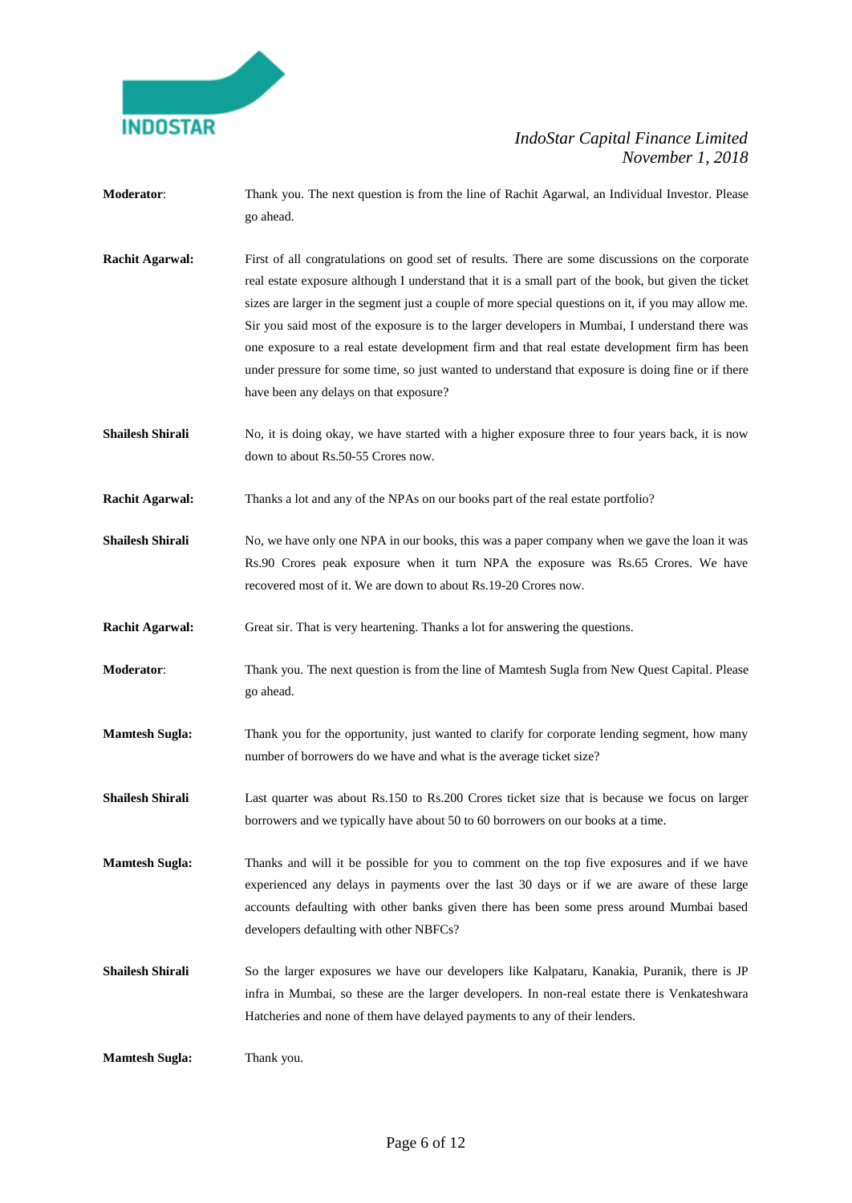**Moderator**: Thank you. The next question is from the line of Rachit Agarwal, an Individual Investor. Please go ahead.

**Rachit Agarwal:** First of all congratulations on good set of results. There are some discussions on the corporate real estate exposure although I understand that it is a small part of the book, but given the ticket sizes are larger in the segment just a couple of more special questions on it, if you may allow me. Sir you said most of the exposure is to the larger developers in Mumbai, I understand there was one exposure to a real estate development firm and that real estate development firm has been under pressure for some time, so just wanted to understand that exposure is doing fine or if there have been any delays on that exposure?

**Shailesh Shirali** No, it is doing okay, we have started with a higher exposure three to four years back, it is now down to about Rs.50-55 Crores now.

**Rachit Agarwal:** Thanks a lot and any of the NPAs on our books part of the real estate portfolio?

**Shailesh Shirali** No, we have only one NPA in our books, this was a paper company when we gave the loan it was Rs.90 Crores peak exposure when it turn NPA the exposure was Rs.65 Crores. We have recovered most of it. We are down to about Rs.19-20 Crores now.

**Rachit Agarwal:** Great sir. That is very heartening. Thanks a lot for answering the questions.

**Moderator**: Thank you. The next question is from the line of Mamtesh Sugla from New Quest Capital. Please go ahead.

**Mamtesh Sugla:** Thank you for the opportunity, just wanted to clarify for corporate lending segment, how many number of borrowers do we have and what is the average ticket size?

**Shailesh Shirali** Last quarter was about Rs.150 to Rs.200 Crores ticket size that is because we focus on larger borrowers and we typically have about 50 to 60 borrowers on our books at a time.

**Mamtesh Sugla:** Thanks and will it be possible for you to comment on the top five exposures and if we have experienced any delays in payments over the last 30 days or if we are aware of these large accounts defaulting with other banks given there has been some press around Mumbai based developers defaulting with other NBFCs?

**Shailesh Shirali** So the larger exposures we have our developers like Kalpataru, Kanakia, Puranik, there is JP infra in Mumbai, so these are the larger developers. In non-real estate there is Venkateshwara Hatcheries and none of them have delayed payments to any of their lenders.

**Mamtesh Sugla:** Thank you.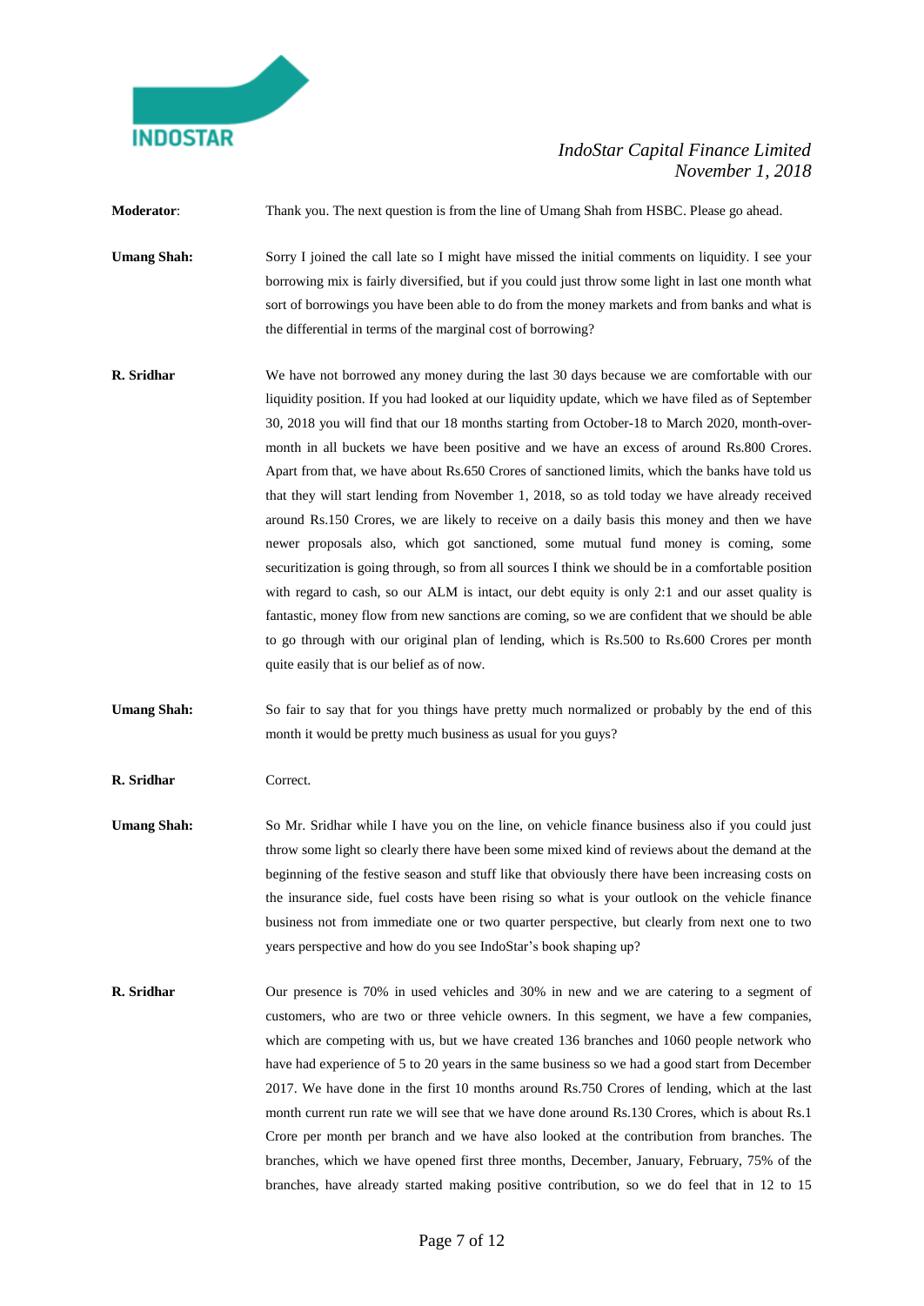**Moderator**: Thank you. The next question is from the line of Umang Shah from HSBC. Please go ahead.

**Umang Shah:** Sorry I joined the call late so I might have missed the initial comments on liquidity. I see your borrowing mix is fairly diversified, but if you could just throw some light in last one month what sort of borrowings you have been able to do from the money markets and from banks and what is the differential in terms of the marginal cost of borrowing?

**R. Sridhar** We have not borrowed any money during the last 30 days because we are comfortable with our liquidity position. If you had looked at our liquidity update, which we have filed as of September 30, 2018 you will find that our 18 months starting from October-18 to March 2020, month-over-month in all buckets we have been positive and we have an excess of around Rs.800 Crores. Apart from that, we have about Rs.650 Crores of sanctioned limits, which the banks have told us that they will start lending from November 1, 2018, so as told today we have already received around Rs.150 Crores, we are likely to receive on a daily basis this money and then we have newer proposals also, which got sanctioned, some mutual fund money is coming, some securitization is going through, so from all sources I think we should be in a comfortable position with regard to cash, so our ALM is intact, our debt equity is only 2:1 and our asset quality is fantastic, money flow from new sanctions are coming, so we are confident that we should be able to go through with our original plan of lending, which is Rs.500 to Rs.600 Crores per month quite easily that is our belief as of now.

**Umang Shah:** So fair to say that for you things have pretty much normalized or probably by the end of this month it would be pretty much business as usual for you guys?

**R. Sridhar** Correct.

**Umang Shah:** So Mr. Sridhar while I have you on the line, on vehicle finance business also if you could just throw some light so clearly there have been some mixed kind of reviews about the demand at the beginning of the festive season and stuff like that obviously there have been increasing costs on the insurance side, fuel costs have been rising so what is your outlook on the vehicle finance business not from immediate one or two quarter perspective, but clearly from next one to two years perspective and how do you see IndoStar's book shaping up?

**R. Sridhar** Our presence is 70% in used vehicles and 30% in new and we are catering to a segment of customers, who are two or three vehicle owners. In this segment, we have a few companies, which are competing with us, but we have created 136 branches and 1060 people network who have had experience of 5 to 20 years in the same business so we had a good start from December 2017. We have done in the first 10 months around Rs.750 Crores of lending, which at the last month current run rate we will see that we have done around Rs.130 Crores, which is about Rs.1 Crore per month per branch and we have also looked at the contribution from branches. The branches, which we have opened first three months, December, January, February, 75% of the branches, have already started making positive contribution, so we do feel that in 12 to 15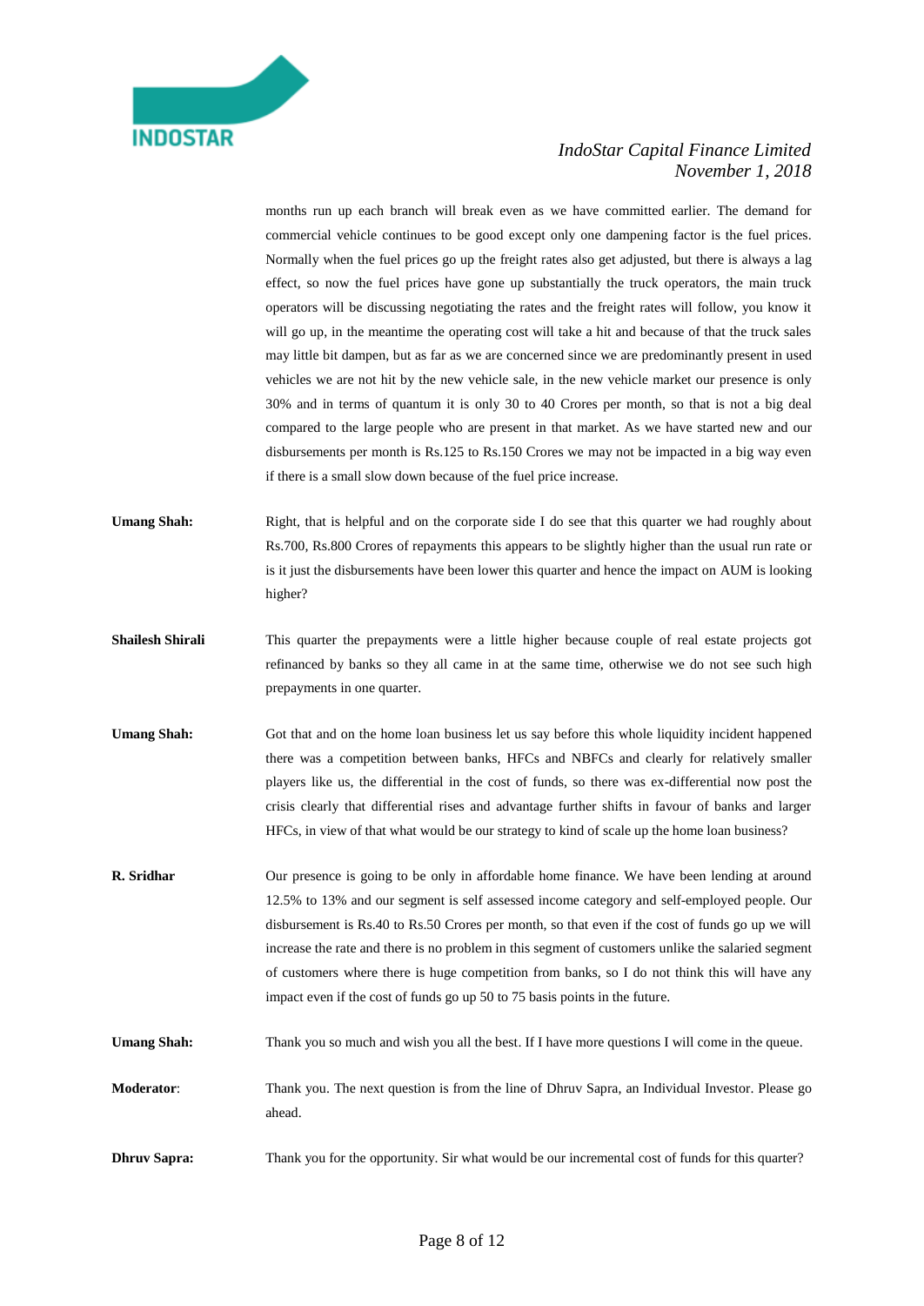months run up each branch will break even as we have committed earlier. The demand for commercial vehicle continues to be good except only one dampening factor is the fuel prices. Normally when the fuel prices go up the freight rates also get adjusted, but there is always a lag effect, so now the fuel prices have gone up substantially the truck operators, the main truck operators will be discussing negotiating the rates and the freight rates will follow, you know it will go up, in the meantime the operating cost will take a hit and because of that the truck sales may little bit dampen, but as far as we are concerned since we are predominantly present in used vehicles we are not hit by the new vehicle sale, in the new vehicle market our presence is only 30% and in terms of quantum it is only 30 to 40 Crores per month, so that is not a big deal compared to the large people who are present in that market. As we have started new and our disbursements per month is Rs.125 to Rs.150 Crores we may not be impacted in a big way even if there is a small slow down because of the fuel price increase.

**Umang Shah:** Right, that is helpful and on the corporate side I do see that this quarter we had roughly about Rs.700, Rs.800 Crores of repayments this appears to be slightly higher than the usual run rate or is it just the disbursements have been lower this quarter and hence the impact on AUM is looking higher?

**Shailesh Shirali** This quarter the prepayments were a little higher because couple of real estate projects got refinanced by banks so they all came in at the same time, otherwise we do not see such high prepayments in one quarter.

**Umang Shah:** Got that and on the home loan business let us say before this whole liquidity incident happened there was a competition between banks, HFCs and NBFCs and clearly for relatively smaller players like us, the differential in the cost of funds, so there was ex-differential now post the crisis clearly that differential rises and advantage further shifts in favour of banks and larger HFCs, in view of that what would be our strategy to kind of scale up the home loan business?

**R. Sridhar** Our presence is going to be only in affordable home finance. We have been lending at around 12.5% to 13% and our segment is self assessed income category and self-employed people. Our disbursement is Rs.40 to Rs.50 Crores per month, so that even if the cost of funds go up we will increase the rate and there is no problem in this segment of customers unlike the salaried segment of customers where there is huge competition from banks, so I do not think this will have any impact even if the cost of funds go up 50 to 75 basis points in the future.

**Umang Shah:** Thank you so much and wish you all the best. If I have more questions I will come in the queue.

**Moderator**: Thank you. The next question is from the line of Dhruv Sapra, an Individual Investor. Please go ahead.

**Dhruv Sapra:** Thank you for the opportunity. Sir what would be our incremental cost of funds for this quarter?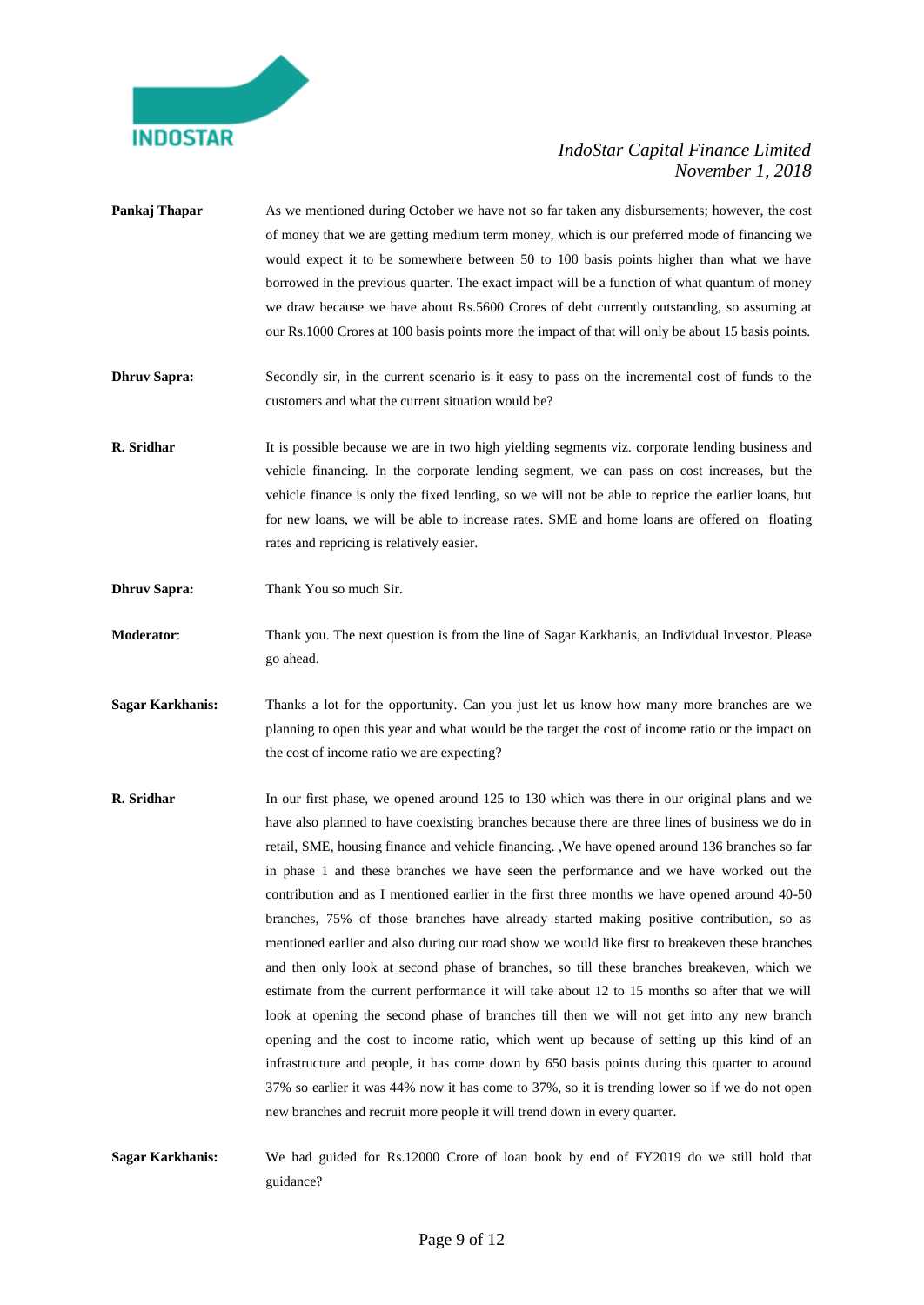**Pankaj Thapar** As we mentioned during October we have not so far taken any disbursements; however, the cost of money that we are getting medium term money, which is our preferred mode of financing we would expect it to be somewhere between 50 to 100 basis points higher than what we have borrowed in the previous quarter. The exact impact will be a function of what quantum of money we draw because we have about Rs.5600 Crores of debt currently outstanding, so assuming at our Rs.1000 Crores at 100 basis points more the impact of that will only be about 15 basis points.

**Dhruv Sapra:** Secondly sir, in the current scenario is it easy to pass on the incremental cost of funds to the customers and what the current situation would be?

**R. Sridhar** It is possible because we are in two high yielding segments viz. corporate lending business and vehicle financing. In the corporate lending segment, we can pass on cost increases, but the vehicle finance is only the fixed lending, so we will not be able to reprice the earlier loans, but for new loans, we will be able to increase rates. SME and home loans are offered on floating rates and repricing is relatively easier.

**Dhruv Sapra:** Thank You so much Sir.

**Moderator**: Thank you. The next question is from the line of Sagar Karkhanis, an Individual Investor. Please go ahead.

**Sagar Karkhanis:** Thanks a lot for the opportunity. Can you just let us know how many more branches are we planning to open this year and what would be the target the cost of income ratio or the impact on the cost of income ratio we are expecting?

**R. Sridhar** In our first phase, we opened around 125 to 130 which was there in our original plans and we have also planned to have coexisting branches because there are three lines of business we do in retail, SME, housing finance and vehicle financing. ,We have opened around 136 branches so far in phase 1 and these branches we have seen the performance and we have worked out the contribution and as I mentioned earlier in the first three months we have opened around 40-50 branches, 75% of those branches have already started making positive contribution, so as mentioned earlier and also during our road show we would like first to breakeven these branches and then only look at second phase of branches, so till these branches breakeven, which we estimate from the current performance it will take about 12 to 15 months so after that we will look at opening the second phase of branches till then we will not get into any new branch opening and the cost to income ratio, which went up because of setting up this kind of an infrastructure and people, it has come down by 650 basis points during this quarter to around 37% so earlier it was 44% now it has come to 37%, so it is trending lower so if we do not open new branches and recruit more people it will trend down in every quarter.

**Sagar Karkhanis:** We had guided for Rs.12000 Crore of loan book by end of FY2019 do we still hold that guidance?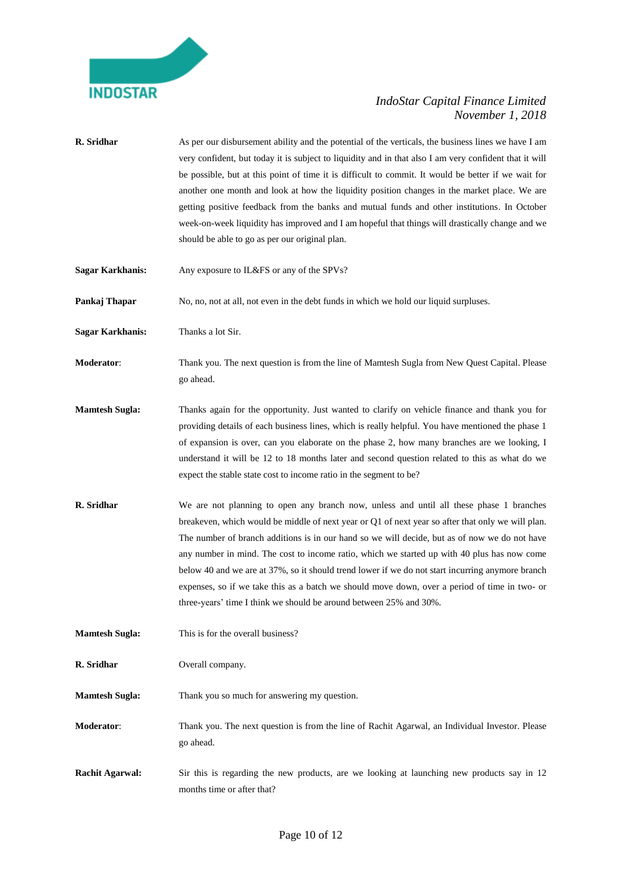**R. Sridhar** As per our disbursement ability and the potential of the verticals, the business lines we have I am very confident, but today it is subject to liquidity and in that also I am very confident that it will be possible, but at this point of time it is difficult to commit. It would be better if we wait for another one month and look at how the liquidity position changes in the market place. We are getting positive feedback from the banks and mutual funds and other institutions. In October week-on-week liquidity has improved and I am hopeful that things will drastically change and we should be able to go as per our original plan.

**Sagar Karkhanis:** Any exposure to IL&FS or any of the SPVs?

**Pankaj Thapar** No, no, not at all, not even in the debt funds in which we hold our liquid surpluses.

**Sagar Karkhanis:** Thanks a lot Sir.

**Moderator**: Thank you. The next question is from the line of Mamtesh Sugla from New Quest Capital. Please go ahead.

**Mamtesh Sugla:** Thanks again for the opportunity. Just wanted to clarify on vehicle finance and thank you for providing details of each business lines, which is really helpful. You have mentioned the phase 1 of expansion is over, can you elaborate on the phase 2, how many branches are we looking, I understand it will be 12 to 18 months later and second question related to this as what do we expect the stable state cost to income ratio in the segment to be?

**R. Sridhar** We are not planning to open any branch now, unless and until all these phase 1 branches breakeven, which would be middle of next year or Q1 of next year so after that only we will plan. The number of branch additions is in our hand so we will decide, but as of now we do not have any number in mind. The cost to income ratio, which we started up with 40 plus has now come below 40 and we are at 37%, so it should trend lower if we do not start incurring anymore branch expenses, so if we take this as a batch we should move down, over a period of time in two- or three-years' time I think we should be around between 25% and 30%.

**Mamtesh Sugla:** This is for the overall business?

**R. Sridhar** Overall company.

**Mamtesh Sugla:** Thank you so much for answering my question.

**Moderator**: Thank you. The next question is from the line of Rachit Agarwal, an Individual Investor. Please go ahead.

**Rachit Agarwal:** Sir this is regarding the new products, are we looking at launching new products say in 12 months time or after that?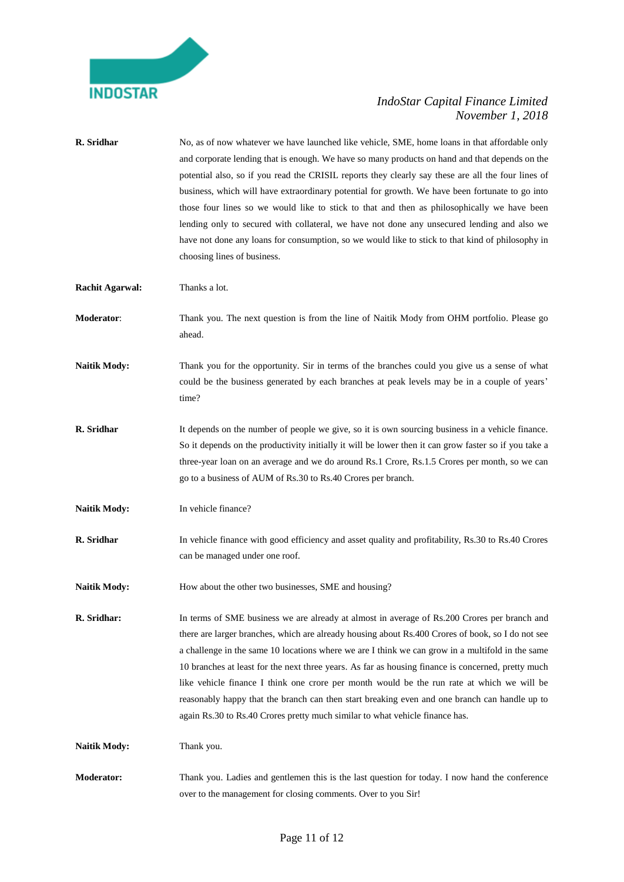**R. Sridhar** No, as of now whatever we have launched like vehicle, SME, home loans in that affordable only and corporate lending that is enough. We have so many products on hand and that depends on the potential also, so if you read the CRISIL reports they clearly say these are all the four lines of business, which will have extraordinary potential for growth. We have been fortunate to go into those four lines so we would like to stick to that and then as philosophically we have been lending only to secured with collateral, we have not done any unsecured lending and also we have not done any loans for consumption, so we would like to stick to that kind of philosophy in choosing lines of business.

**Rachit Agarwal:** Thanks a lot.

**Moderator**: Thank you. The next question is from the line of Naitik Mody from OHM portfolio. Please go ahead.

**Naitik Mody:** Thank you for the opportunity. Sir in terms of the branches could you give us a sense of what could be the business generated by each branches at peak levels may be in a couple of years' time?

**R. Sridhar** It depends on the number of people we give, so it is own sourcing business in a vehicle finance. So it depends on the productivity initially it will be lower then it can grow faster so if you take a three-year loan on an average and we do around Rs.1 Crore, Rs.1.5 Crores per month, so we can go to a business of AUM of Rs.30 to Rs.40 Crores per branch.

**Naitik Mody:** In vehicle finance?

**R. Sridhar** In vehicle finance with good efficiency and asset quality and profitability, Rs.30 to Rs.40 Crores can be managed under one roof.

**Naitik Mody:** How about the other two businesses, SME and housing?

**R. Sridhar:** In terms of SME business we are already at almost in average of Rs.200 Crores per branch and there are larger branches, which are already housing about Rs.400 Crores of book, so I do not see a challenge in the same 10 locations where we are I think we can grow in a multifold in the same 10 branches at least for the next three years. As far as housing finance is concerned, pretty much like vehicle finance I think one crore per month would be the run rate at which we will be reasonably happy that the branch can then start breaking even and one branch can handle up to again Rs.30 to Rs.40 Crores pretty much similar to what vehicle finance has.

**Naitik Mody:** Thank you.

**Moderator:** Thank you. Ladies and gentlemen this is the last question for today. I now hand the conference over to the management for closing comments. Over to you Sir!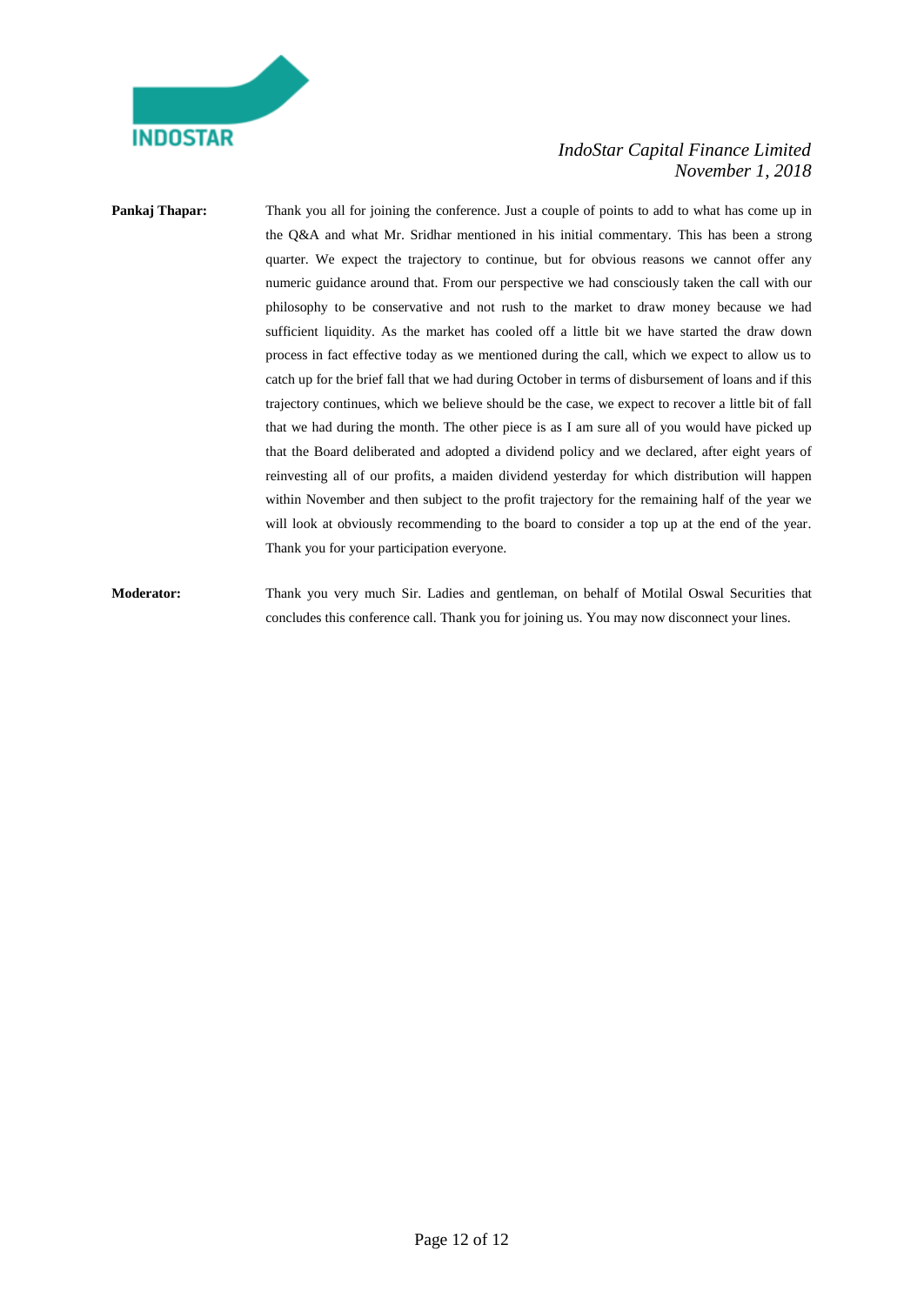**Pankaj Thapar:** Thank you all for joining the conference. Just a couple of points to add to what has come up in the Q&A and what Mr. Sridhar mentioned in his initial commentary. This has been a strong quarter. We expect the trajectory to continue, but for obvious reasons we cannot offer any numeric guidance around that. From our perspective we had consciously taken the call with our philosophy to be conservative and not rush to the market to draw money because we had sufficient liquidity. As the market has cooled off a little bit we have started the draw down process in fact effective today as we mentioned during the call, which we expect to allow us to catch up for the brief fall that we had during October in terms of disbursement of loans and if this trajectory continues, which we believe should be the case, we expect to recover a little bit of fall that we had during the month. The other piece is as I am sure all of you would have picked up that the Board deliberated and adopted a dividend policy and we declared, after eight years of reinvesting all of our profits, a maiden dividend yesterday for which distribution will happen within November and then subject to the profit trajectory for the remaining half of the year we will look at obviously recommending to the board to consider a top up at the end of the year. Thank you for your participation everyone.

**Moderator:** Thank you very much Sir. Ladies and gentleman, on behalf of Motilal Oswal Securities that concludes this conference call. Thank you for joining us. You may now disconnect your lines.